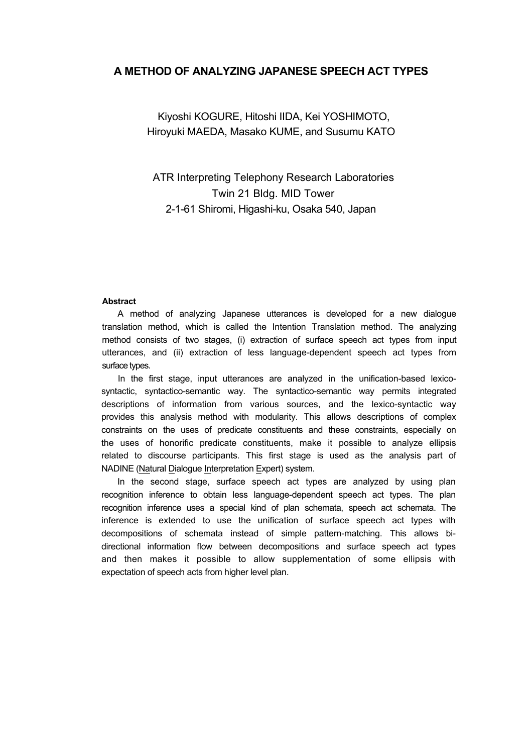# A METHOD OF ANALYZING JAPANESE SPEECH ACT TYPES

Kiyoshi KOGURE, Hitoshi IIDA, Kei YOSHIMOTO,
Hiroyuki MAEDA, Masako KUME, and Susumu KATO

ATR Interpreting Telephony Research Laboratories
Twin 21 Bldg. MID Tower
2-1-61 Shiromi, Higashi-ku, Osaka 540, Japan

### Abstract

A method of analyzing Japanese utterances is developed for a new dialogue translation method, which is called the Intention Translation method. The analyzing method consists of two stages, (i) extraction of surface speech act types from input utterances, and (ii) extraction of less language-dependent speech act types from surface types.

In the first stage, input utterances are analyzed in the unification-based lexico-syntactic, syntactico-semantic way. The syntactico-semantic way permits integrated descriptions of information from various sources, and the lexico-syntactic way provides this analysis method with modularity. This allows descriptions of complex constraints on the uses of predicate constituents and these constraints, especially on the uses of honorific predicate constituents, make it possible to analyze ellipsis related to discourse participants. This first stage is used as the analysis part of NADINE (Natural Dialogue Interpretation Expert) system.

In the second stage, surface speech act types are analyzed by using plan recognition inference to obtain less language-dependent speech act types. The plan recognition inference uses a special kind of plan schemata, speech act schemata. The inference is extended to use the unification of surface speech act types with decompositions of schemata instead of simple pattern-matching. This allows bi-directional information flow between decompositions and surface speech act types and then makes it possible to allow supplementation of some ellipsis with expectation of speech acts from higher level plan.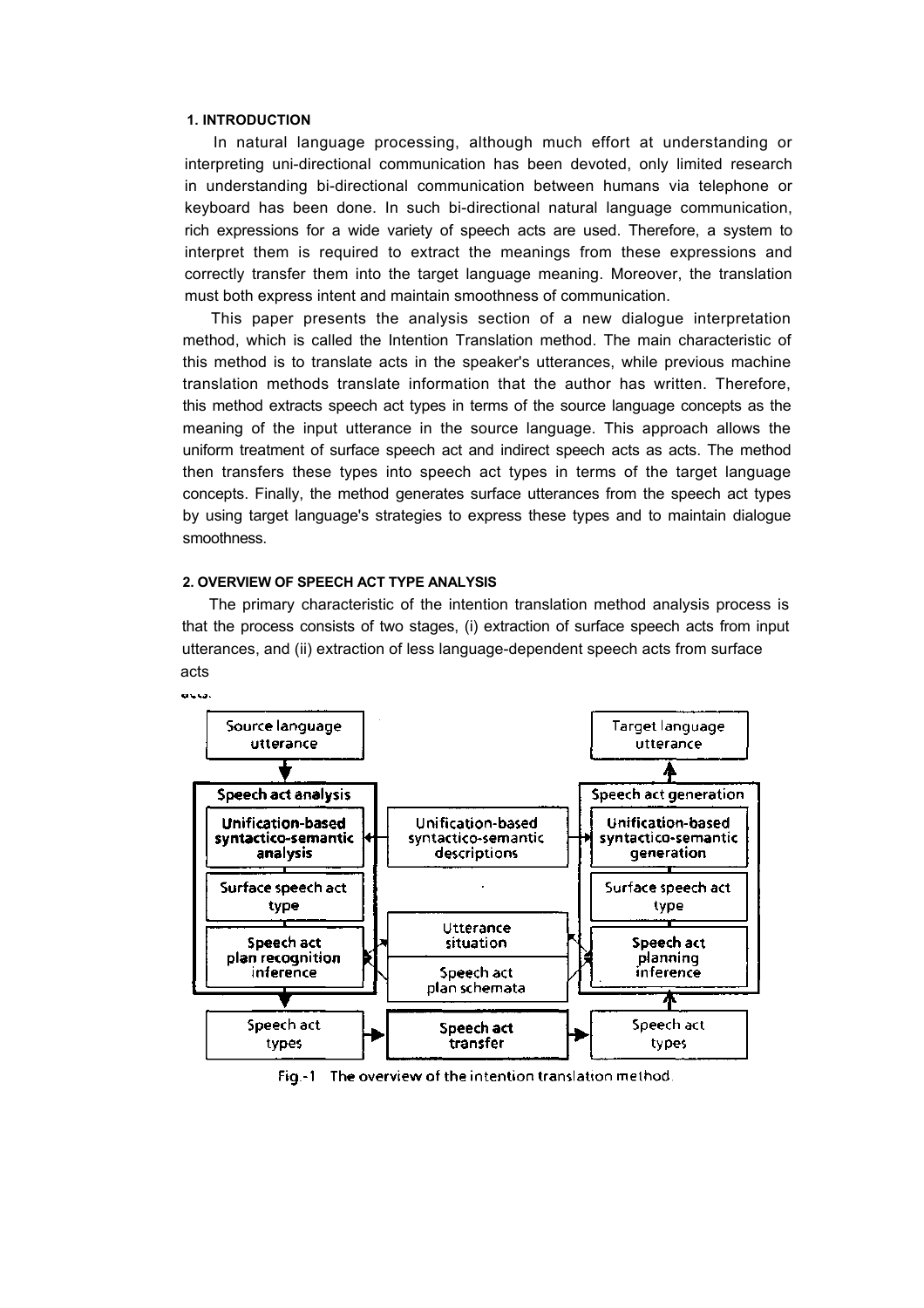## 1. INTRODUCTION

In natural language processing, although much effort at understanding or interpreting uni-directional communication has been devoted, only limited research in understanding bi-directional communication between humans via telephone or keyboard has been done. In such bi-directional natural language communication, rich expressions for a wide variety of speech acts are used. Therefore, a system to interpret them is required to extract the meanings from these expressions and correctly transfer them into the target language meaning. Moreover, the translation must both express intent and maintain smoothness of communication.

This paper presents the analysis section of a new dialogue interpretation method, which is called the Intention Translation method. The main characteristic of this method is to translate acts in the speaker's utterances, while previous machine translation methods translate information that the author has written. Therefore, this method extracts speech act types in terms of the source language concepts as the meaning of the input utterance in the source language. This approach allows the uniform treatment of surface speech act and indirect speech acts as acts. The method then transfers these types into speech act types in terms of the target language concepts. Finally, the method generates surface utterances from the speech act types by using target language's strategies to express these types and to maintain dialogue smoothness.

## 2. OVERVIEW OF SPEECH ACT TYPE ANALYSIS

The primary characteristic of the intention translation method analysis process is that the process consists of two stages, (i) extraction of surface speech acts from input utterances, and (ii) extraction of less language-dependent speech acts from surface acts.

Fig.-1 The overview of the intention translation method.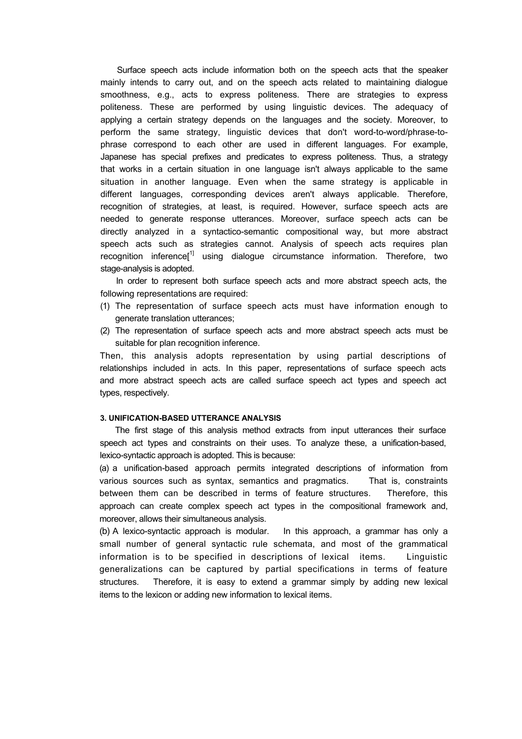Surface speech acts include information both on the speech acts that the speaker mainly intends to carry out, and on the speech acts related to maintaining dialogue smoothness, e.g., acts to express politeness. There are strategies to express politeness. These are performed by using linguistic devices. The adequacy of applying a certain strategy depends on the languages and the society. Moreover, to perform the same strategy, linguistic devices that don't word-to-word/phrase-to-phrase correspond to each other are used in different languages. For example, Japanese has special prefixes and predicates to express politeness. Thus, a strategy that works in a certain situation in one language isn't always applicable to the same situation in another language. Even when the same strategy is applicable in different languages, corresponding devices aren't always applicable. Therefore, recognition of strategies, at least, is required. However, surface speech acts are needed to generate response utterances. Moreover, surface speech acts can be directly analyzed in a syntactico-semantic compositional way, but more abstract speech acts such as strategies cannot. Analysis of speech acts requires plan recognition inference[1] using dialogue circumstance information. Therefore, two stage-analysis is adopted.

In order to represent both surface speech acts and more abstract speech acts, the following representations are required:

(1) The representation of surface speech acts must have information enough to generate translation utterances;

(2) The representation of surface speech acts and more abstract speech acts must be suitable for plan recognition inference.

Then, this analysis adopts representation by using partial descriptions of relationships included in acts. In this paper, representations of surface speech acts and more abstract speech acts are called surface speech act types and speech act types, respectively.

#### 3. UNIFICATION-BASED UTTERANCE ANALYSIS

The first stage of this analysis method extracts from input utterances their surface speech act types and constraints on their uses. To analyze these, a unification-based, lexico-syntactic approach is adopted. This is because:

(a) a unification-based approach permits integrated descriptions of information from various sources such as syntax, semantics and pragmatics. That is, constraints between them can be described in terms of feature structures. Therefore, this approach can create complex speech act types in the compositional framework and, moreover, allows their simultaneous analysis.

(b) A lexico-syntactic approach is modular. In this approach, a grammar has only a small number of general syntactic rule schemata, and most of the grammatical information is to be specified in descriptions of lexical items. Linguistic generalizations can be captured by partial specifications in terms of feature structures. Therefore, it is easy to extend a grammar simply by adding new lexical items to the lexicon or adding new information to lexical items.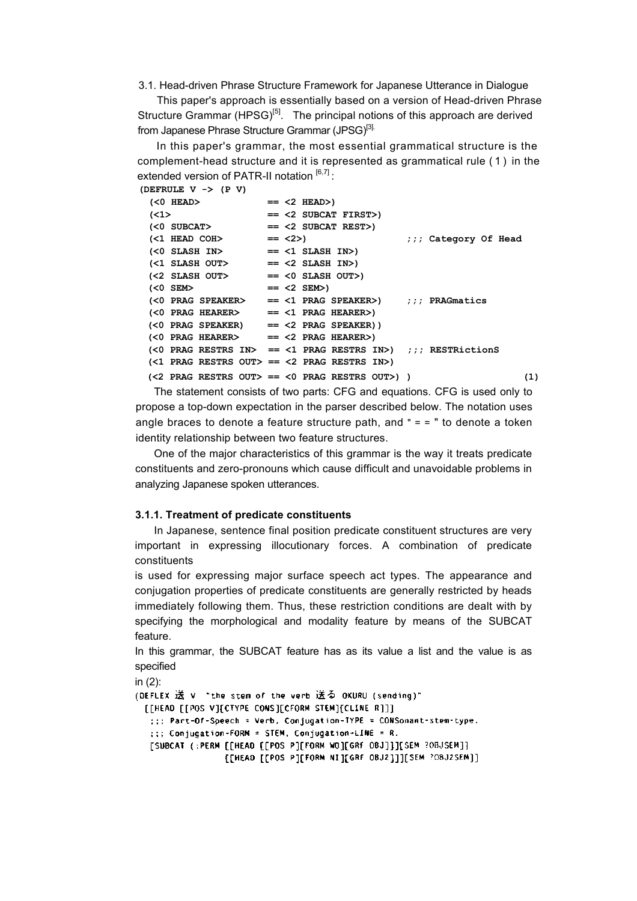3.1. Head-driven Phrase Structure Framework for Japanese Utterance in Dialogue

This paper's approach is essentially based on a version of Head-driven Phrase Structure Grammar (HPSG)[5]. The principal notions of this approach are derived from Japanese Phrase Structure Grammar (JPSG)[3].

In this paper's grammar, the most essential grammatical structure is the complement-head structure and it is represented as grammatical rule ( 1 ) in the extended version of PATR-II notation [6,7] :

```
(DEFRULE V -> (P V)
  (<0 HEAD>            == <2 HEAD>)
  (<1>                 == <2 SUBCAT FIRST>)
  (<0 SUBCAT>          == <2 SUBCAT REST>)
  (<1 HEAD COH>        == <2>)                   ;;; Category Of Head
  (<0 SLASH IN>        == <1 SLASH IN>)
  (<1 SLASH OUT>       == <2 SLASH IN>)
  (<2 SLASH OUT>       == <0 SLASH OUT>)
  (<0 SEM>             == <2 SEM>)
  (<0 PRAG SPEAKER>    == <1 PRAG SPEAKER>)     ;;; PRAGmatics
  (<0 PRAG HEARER>     == <1 PRAG HEARER>)
  (<0 PRAG SPEAKER)    == <2 PRAG SPEAKER))
  (<0 PRAG HEARER>     == <2 PRAG HEARER>)
  (<0 PRAG RESTRS IN>  == <1 PRAG RESTRS IN>)  ;;; RESTRictionS
  (<1 PRAG RESTRS OUT> == <2 PRAG RESTRS IN>)
  (<2 PRAG RESTRS OUT> == <0 PRAG RESTRS OUT>) )                    (1)
```

The statement consists of two parts: CFG and equations. CFG is used only to propose a top-down expectation in the parser described below. The notation uses angle braces to denote a feature structure path, and " = = " to denote a token identity relationship between two feature structures.

One of the major characteristics of this grammar is the way it treats predicate constituents and zero-pronouns which cause difficult and unavoidable problems in analyzing Japanese spoken utterances.

### 3.1.1. Treatment of predicate constituents

In Japanese, sentence final position predicate constituent structures are very important in expressing illocutionary forces. A combination of predicate constituents is used for expressing major surface speech act types. The appearance and conjugation properties of predicate constituents are generally restricted by heads immediately following them. Thus, these restriction conditions are dealt with by specifying the morphological and modality feature by means of the SUBCAT feature.

In this grammar, the SUBCAT feature has as its value a list and the value is as specified in (2):

```
(DEFLEX 送 V  "the stem of the verb 送る OKURU (sending)"
  [[HEAD [[POS V][CTYPE CONS][CFORM STEM][CLINE R]]]
   ;;; Part-Of-Speech = Verb, Conjugation-TYPE = CONSonant-stem-type.
   ;;; Conjugation-FORM = STEM, Conjugation-LINE = R.
   [SUBCAT (:PERM [[HEAD [[POS P][FORM WO][GRF OBJ]]][SEM ?OBJSEM]]
                  [[HEAD [[POS P][FORM NI][GRF OBJ2]]][SEM ?OBJ2SEM]]
```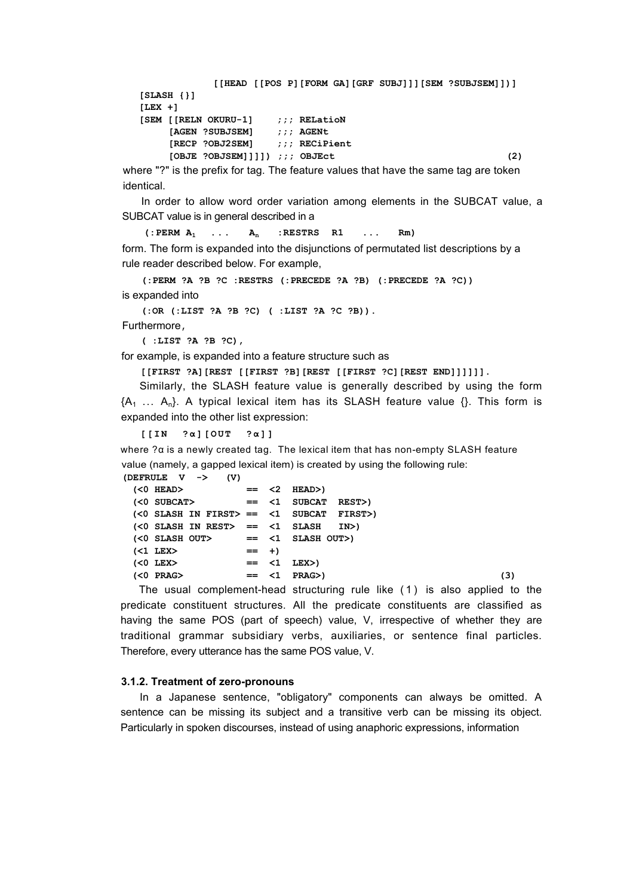```
                [[HEAD [[POS P][FORM GA][GRF SUBJ]]][SEM ?SUBJSEM]])]
   [SLASH {}]
   [LEX +]
   [SEM [[RELN OKURU-1]     ;;; RELatioN
        [AGEN ?SUBJSEM]     ;;; AGENt
        [RECP ?OBJ2SEM]     ;;; RECiPient
        [OBJE ?OBJSEM]]]]) ;;; OBJEct                                    (2)
```

where "?" is the prefix for tag. The feature values that have the same tag are token identical.

In order to allow word order variation among elements in the SUBCAT value, a SUBCAT value is in general described in a

```
(:PERM A1  ...  An  :RESTRS  R1  ...  Rm)
```

form. The form is expanded into the disjunctions of permutated list descriptions by a rule reader described below. For example,

```
(:PERM ?A ?B ?C :RESTRS (:PRECEDE ?A ?B) (:PRECEDE ?A ?C))
```

is expanded into

```
(:OR (:LIST ?A ?B ?C) ( :LIST ?A ?C ?B)).
```

Furthermore,

```
( :LIST ?A ?B ?C),
```

for example, is expanded into a feature structure such as

```
[[FIRST ?A][REST [[FIRST ?B][REST [[FIRST ?C][REST END]]]]]].
```

Similarly, the SLASH feature value is generally described by using the form $\{A_1 \ldots A_n\}$. A typical lexical item has its SLASH feature value {}. This form is expanded into the other list expression:

```
[[IN  ?α][OUT  ?α]]
```

where ?α is a newly created tag. The lexical item that has non-empty SLASH feature value (namely, a gapped lexical item) is created by using the following rule:

```
(DEFRULE  V  ->   (V)
  (<0 HEAD>            ==  <2  HEAD>)
  (<0 SUBCAT>          ==  <1  SUBCAT  REST>)
  (<0 SLASH IN FIRST> ==  <1  SUBCAT  FIRST>)
  (<0 SLASH IN REST>  ==  <1  SLASH   IN>)
  (<0 SLASH OUT>       ==  <1  SLASH OUT>)
  (<1 LEX>             ==  +)
  (<0 LEX>             ==  <1  LEX>)
  (<0 PRAG>            ==  <1  PRAG>)                                    (3)
```

The usual complement-head structuring rule like (1) is also applied to the predicate constituent structures. All the predicate constituents are classified as having the same POS (part of speech) value, V, irrespective of whether they are traditional grammar subsidiary verbs, auxiliaries, or sentence final particles. Therefore, every utterance has the same POS value, V.

#### 3.1.2. Treatment of zero-pronouns

In a Japanese sentence, "obligatory" components can always be omitted. A sentence can be missing its subject and a transitive verb can be missing its object. Particularly in spoken discourses, instead of using anaphoric expressions, information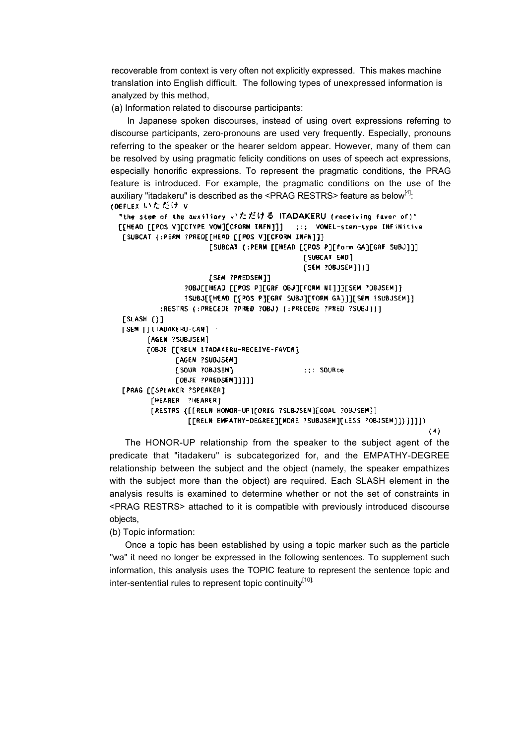recoverable from context is very often not explicitly expressed. This makes machine translation into English difficult. The following types of unexpressed information is analyzed by this method,

(a) Information related to discourse participants:

In Japanese spoken discourses, instead of using overt expressions referring to discourse participants, zero-pronouns are used very frequently. Especially, pronouns referring to the speaker or the hearer seldom appear. However, many of them can be resolved by using pragmatic felicity conditions on uses of speech act expressions, especially honorific expressions. To represent the pragmatic conditions, the PRAG feature is introduced. For example, the pragmatic conditions on the use of the auxiliary "itadakeru" is described as the <PRAG RESTRS> feature as below[4]:

```
(DEFLEX いただけ V
  "the stem of the auxiliary いただける ITADAKERU (receiving favor of)"
  [[HEAD [[POS V][CTYPE VOW][CFORM INFN]]]   ;;;  VOWEL-stem-type INFiNitive
   [SUBCAT (:PERM ?PRED[[HEAD [[POS V][CFORM INFN]]]
                        [SUBCAT (:PERM [[HEAD [[POS P][form GA][GRF SUBJ]]]
                                         [SUBCAT END]
                                         [SEM ?OBJSEM]])]
                        [SEM ?PREDSEM]]
                  ?OBJ[[HEAD [[POS P][GRF OBJ][FORM NI]]][SEM ?OBJSEM]]
                  ?SUBJ[[HEAD [[POS P][GRF SUBJ][FORM GA]]][SEM ?SUBJSEM]]
           :RESTRS (:PRECEDE ?PRED ?OBJ) (:PRECEDE ?PRED ?SUBJ))]
   [SLASH {}]
   [SEM [[ITADAKERU-CAN]
         [AGEN ?SUBJSEM]
         [OBJE [[RELN ITADAKERU-RECEIVE-FAVOR]
                [AGEN ?SUBJSEM]
                [SOUR ?OBJSEM]                  ;;; SOURce
                [OBJE ?PREDSEM]]]]]
   [PRAG [[SPEAKER ?SPEAKER]
          [HEARER  ?HEARER]
          [RESTRS {[[RELN HONOR-UP][ORIG ?SUBJSEM][GOAL ?OBJSEM]]
                   [[RELN EMPATHY-DEGREE][MORE ?SUBJSEM][LESS ?OBJSEM]]}]]]]])
                                                                          (4)
```

The HONOR-UP relationship from the speaker to the subject agent of the predicate that "itadakeru" is subcategorized for, and the EMPATHY-DEGREE relationship between the subject and the object (namely, the speaker empathizes with the subject more than the object) are required. Each SLASH element in the analysis results is examined to determine whether or not the set of constraints in <PRAG RESTRS> attached to it is compatible with previously introduced discourse objects,

(b) Topic information:

Once a topic has been established by using a topic marker such as the particle "wa" it need no longer be expressed in the following sentences. To supplement such information, this analysis uses the TOPIC feature to represent the sentence topic and inter-sentential rules to represent topic continuity[10].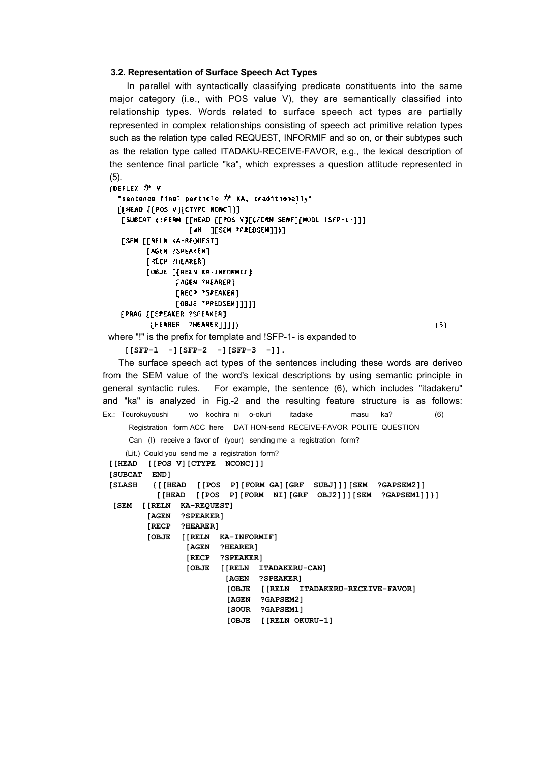### 3.2. Representation of Surface Speech Act Types

In parallel with syntactically classifying predicate constituents into the same major category (i.e., with POS value V), they are semantically classified into relationship types. Words related to surface speech act types are partially represented in complex relationships consisting of speech act primitive relation types such as the relation type called REQUEST, INFORMIF and so on, or their subtypes such as the relation type called ITADAKU-RECEIVE-FAVOR, e.g., the lexical description of the sentence final particle "ka", which expresses a question attitude represented in (5).

```
(DEFLEX か V
  "sentence final particle か KA, traditionally"
  [[HEAD [[POS V][CTYPE NONC]]]
   [SUBCAT {:PERM [[HEAD [[POS V][CFORM SENF][MODL !SFP-1-]]]
                   [WH -][SEM ?PREDSEM]]}]
   [SEM [[RELN KA-REQUEST]
         [AGEN ?SPEAKER]
         [RECP ?HEARER]
         [OBJE [[RELN KA-INFORMIF]
                [AGEN ?HEARER]
                [RECP ?SPEAKER]
                [OBJE ?PREDSEM]]]]]
   [PRAG [[SPEAKER ?SPEAKER]
          [HEARER  ?HEARER]]]])                                        (5)
```

where "!" is the prefix for template and !SFP-1- is expanded to

```
[[SFP-1 -][SFP-2 -][SFP-3 -]].
```

The surface speech act types of the sentences including these words are deriveo from the SEM value of the word's lexical descriptions by using semantic principle in general syntactic rules. For example, the sentence (6), which includes "itadakeru" and "ka" is analyzed in Fig.-2 and the resulting feature structure is as follows:

Ex.: Tourokuyoushi wo kochira ni o-okuri itadake masu ka? (6)

Registration form ACC here DAT HON-send RECEIVE-FAVOR POLITE QUESTION

Can (I) receive a favor of (your) sending me a registration form?

(Lit.) Could you send me a registration form?

```
[[HEAD   [[POS V][CTYPE  NCONC]]]
 [SUBCAT  END]
 [SLASH   {[[HEAD  [[POS  P][FORM GA][GRF  SUBJ]]][SEM  ?GAPSEM2]]
           [[HEAD  [[POS  P][FORM  NI][GRF  OBJ2]]][SEM  ?GAPSEM1]]}]
 [SEM  [[RELN  KA-REQUEST]
        [AGEN  ?SPEAKER]
        [RECP  ?HEARER]
        [OBJE  [[RELN  KA-INFORMIF]
                [AGEN  ?HEARER]
                [RECP  ?SPEAKER]
                [OBJE  [[RELN  ITADAKERU-CAN]
                        [AGEN  ?SPEAKER]
                        [OBJE  [[RELN  ITADAKERU-RECEIVE-FAVOR]
                        [AGEN  ?GAPSEM2]
                        [SOUR  ?GAPSEM1]
                        [OBJE  [[RELN OKURU-1]
```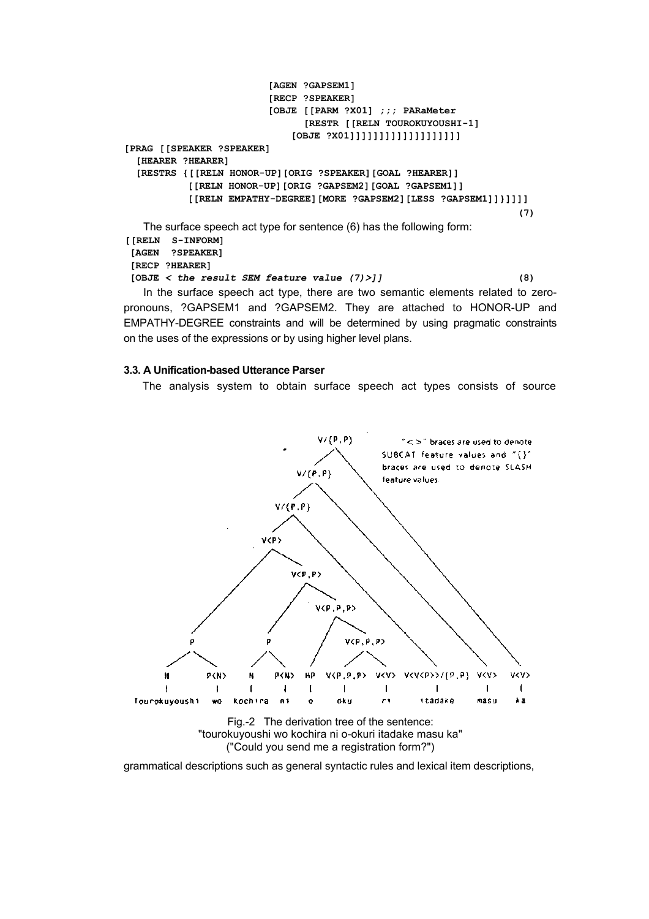```
                        [AGEN ?GAPSEM1]
                        [RECP ?SPEAKER]
                        [OBJE [[PARM ?X01] ;;; PARaMeter
                              [RESTR [[RELN TOUROKUYOUSHI-1]
                           [OBJE ?X01]]]]]]]]]]]]]]]]]
[PRAG [[SPEAKER ?SPEAKER]
  [HEARER ?HEARER]
  [RESTRS {[[RELN HONOR-UP][ORIG ?SPEAKER][GOAL ?HEARER]]
           [[RELN HONOR-UP][ORIG ?GAPSEM2][GOAL ?GAPSEM1]]
           [[RELN EMPATHY-DEGREE][MORE ?GAPSEM2][LESS ?GAPSEM1]]}]]]]
                                                                    (7)
```

The surface speech act type for sentence (6) has the following form:

```
[[RELN  S-INFORM]
 [AGEN  ?SPEAKER]
 [RECP ?HEARER]
 [OBJE < the result SEM feature value (7)>]]                        (8)
```

In the surface speech act type, there are two semantic elements related to zero-pronouns, ?GAPSEM1 and ?GAPSEM2. They are attached to HONOR-UP and EMPATHY-DEGREE constraints and will be determined by using pragmatic constraints on the uses of the expressions or by using higher level plans.

### 3.3. A Unification-based Utterance Parser

The analysis system to obtain surface speech act types consists of source

```
                                    V/{P,P}
                                V/{P,P}
                            V/{P,P}
                        V<P>
                            V<P,P>
                                V<P,P,P>
                                    V<P,P,P>
      P              P
   N      P<N>    N     P<N>  HP  V<P,P,P>  V<V>  V<V<P>>/{P,P}  V<V>  V<V>
   |       |      |      |    |      |       |         |          |     |
Tourokuyoushi wo kochira ni   o     oku      ri     itadake      masu   ka
```

"< >" braces are used to denote SUBCAT feature values and "{}" braces are used to denote SLASH feature values.

Fig.-2 The derivation tree of the sentence: "tourokuyoushi wo kochira ni o-okuri itadake masu ka" ("Could you send me a registration form?")

grammatical descriptions such as general syntactic rules and lexical item descriptions,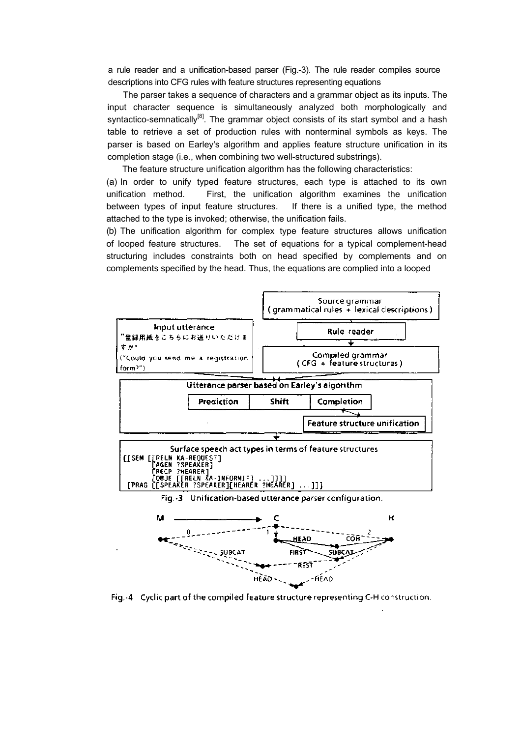a rule reader and a unification-based parser (Fig.-3). The rule reader compiles source descriptions into CFG rules with feature structures representing equations

The parser takes a sequence of characters and a grammar object as its inputs. The input character sequence is simultaneously analyzed both morphologically and syntactico-semnatically[8]. The grammar object consists of its start symbol and a hash table to retrieve a set of production rules with nonterminal symbols as keys. The parser is based on Earley's algorithm and applies feature structure unification in its completion stage (i.e., when combining two well-structured substrings).

The feature structure unification algorithm has the following characteristics:

(a) In order to unify typed feature structures, each type is attached to its own unification method. First, the unification algorithm examines the unification between types of input feature structures. If there is a unified type, the method attached to the type is invoked; otherwise, the unification fails.

(b) The unification algorithm for complex type feature structures allows unification of looped feature structures. The set of equations for a typical complement-head structuring includes constraints both on head specified by complements and on complements specified by the head. Thus, the equations are complied into a looped

Source grammar (grammatical rules + lexical descriptions)

Rule reader

Compiled grammar (CFG + feature structures)

Input utterance
"登録用紙をこちらにお送りいただけますか"
("Could you send me a registration form?")

Utterance parser based on Earley's algorithm

Prediction | Shift | Completion

Feature structure unification

Surface speech act types in terms of feature structures

```
[[SEM [[RELN KA-REQUEST]
       [AGEN ?SPEAKER]
       [RECP ?HEARER]
       [OBJE [[RELN KA-INFORMIF] ...]]]]
 [PRAG [[SPEAKER ?SPEAKER][HEARER ?HEARER] ...]]]
```

Fig.-3 Unification-based utterance parser configuration.

Fig.-4 Cyclic part of the compiled feature structure representing C-H construction.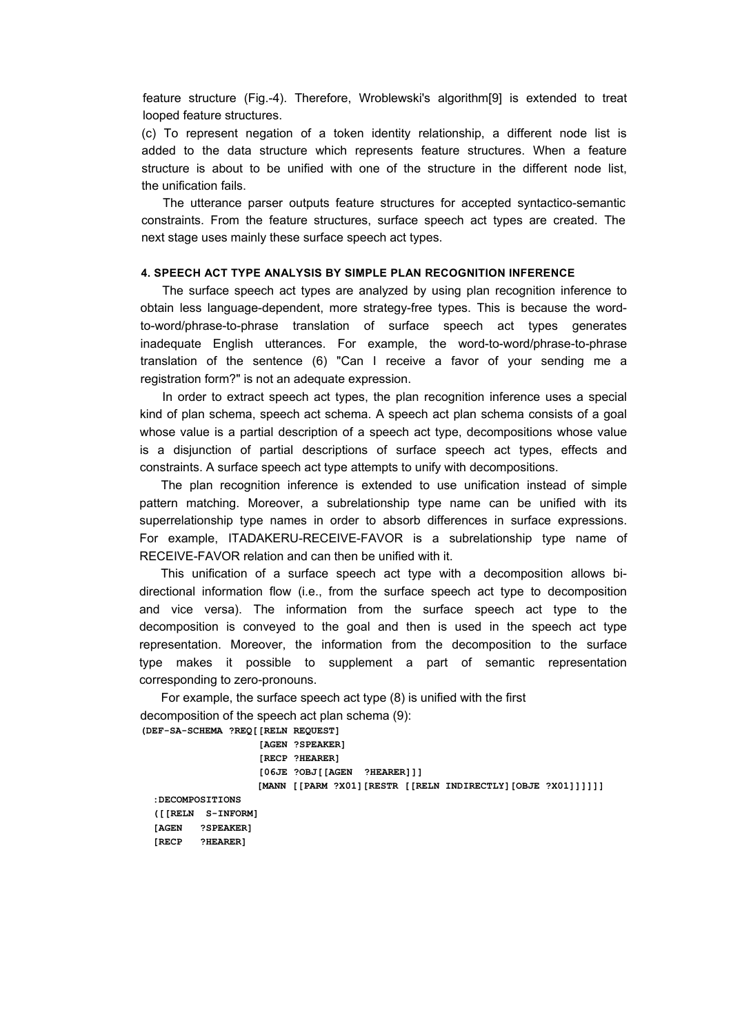feature structure (Fig.-4). Therefore, Wroblewski's algorithm[9] is extended to treat looped feature structures.

(c) To represent negation of a token identity relationship, a different node list is added to the data structure which represents feature structures. When a feature structure is about to be unified with one of the structure in the different node list, the unification fails.

The utterance parser outputs feature structures for accepted syntactico-semantic constraints. From the feature structures, surface speech act types are created. The next stage uses mainly these surface speech act types.

#### 4. SPEECH ACT TYPE ANALYSIS BY SIMPLE PLAN RECOGNITION INFERENCE

The surface speech act types are analyzed by using plan recognition inference to obtain less language-dependent, more strategy-free types. This is because the word-to-word/phrase-to-phrase translation of surface speech act types generates inadequate English utterances. For example, the word-to-word/phrase-to-phrase translation of the sentence (6) "Can I receive a favor of your sending me a registration form?" is not an adequate expression.

In order to extract speech act types, the plan recognition inference uses a special kind of plan schema, speech act schema. A speech act plan schema consists of a goal whose value is a partial description of a speech act type, decompositions whose value is a disjunction of partial descriptions of surface speech act types, effects and constraints. A surface speech act type attempts to unify with decompositions.

The plan recognition inference is extended to use unification instead of simple pattern matching. Moreover, a subrelationship type name can be unified with its superrelationship type names in order to absorb differences in surface expressions. For example, ITADAKERU-RECEIVE-FAVOR is a subrelationship type name of RECEIVE-FAVOR relation and can then be unified with it.

This unification of a surface speech act type with a decomposition allows bi-directional information flow (i.e., from the surface speech act type to decomposition and vice versa). The information from the surface speech act type to the decomposition is conveyed to the goal and then is used in the speech act type representation. Moreover, the information from the decomposition to the surface type makes it possible to supplement a part of semantic representation corresponding to zero-pronouns.

For example, the surface speech act type (8) is unified with the first decomposition of the speech act plan schema (9):

```
(DEF-SA-SCHEMA ?REQ[[RELN REQUEST]
                    [AGEN ?SPEAKER]
                    [RECP ?HEARER]
                    [06JE ?OBJ[[AGEN  ?HEARER]]]
                    [MANN [[PARM ?X01][RESTR [[RELN INDIRECTLY][OBJE ?X01]]]]]]
  :DECOMPOSITIONS
  ([[RELN  S-INFORM]
  [AGEN   ?SPEAKER]
  [RECP   ?HEARER]
```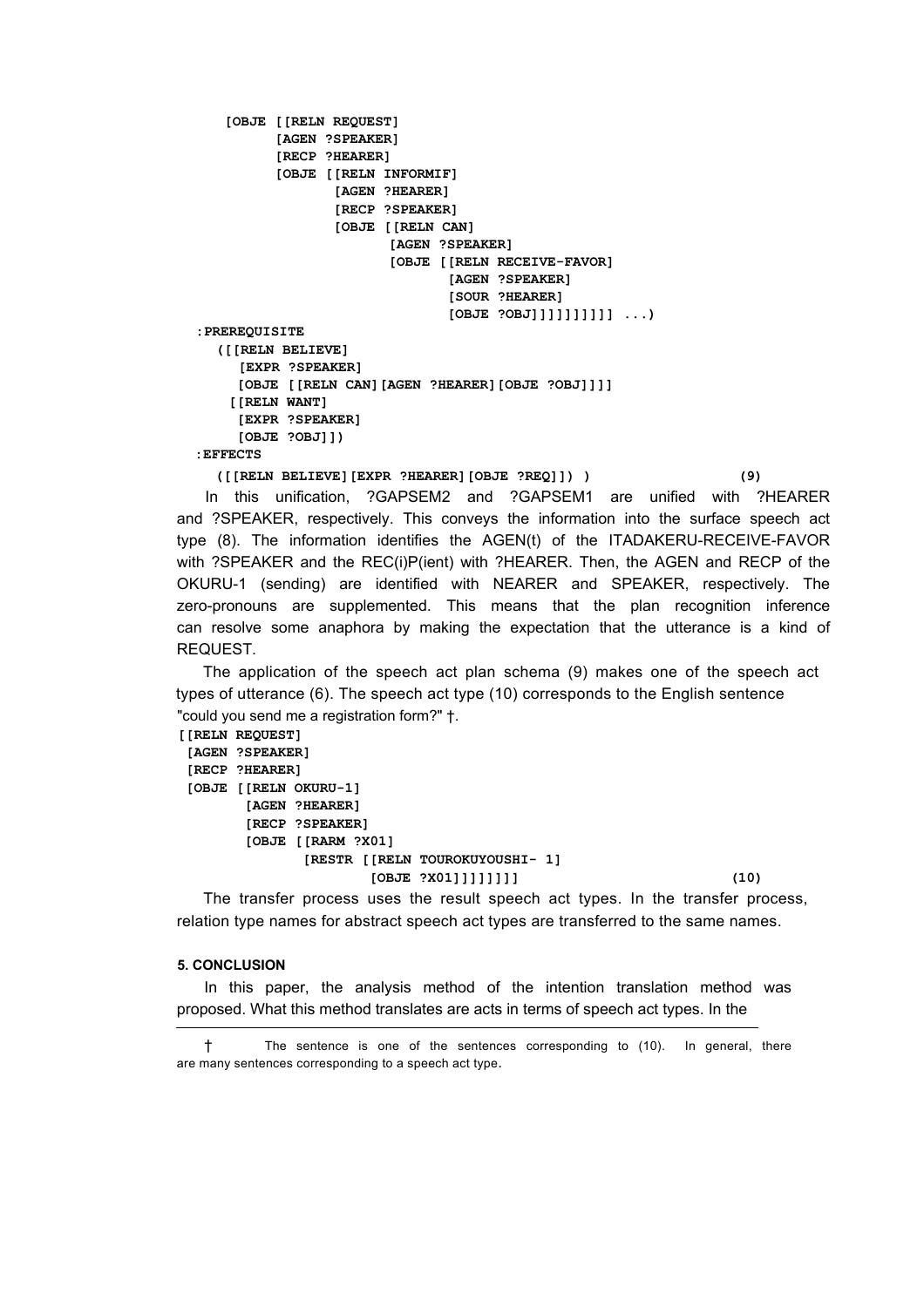```
   [OBJE [[RELN REQUEST]
          [AGEN ?SPEAKER]
          [RECP ?HEARER]
          [OBJE [[RELN INFORMIF]
                 [AGEN ?HEARER]
                 [RECP ?SPEAKER]
                 [OBJE [[RELN CAN]
                        [AGEN ?SPEAKER]
                        [OBJE [[RELN RECEIVE-FAVOR]
                               [AGEN ?SPEAKER]
                               [SOUR ?HEARER]
                               [OBJE ?OBJ]]]]]]]]] ...)
:PREREQUISITE
  ([[RELN BELIEVE]
    [EXPR ?SPEAKER]
    [OBJE [[RELN CAN][AGEN ?HEARER][OBJE ?OBJ]]]]
   [[RELN WANT]
    [EXPR ?SPEAKER]
    [OBJE ?OBJ]])
:EFFECTS
  ([[RELN BELIEVE][EXPR ?HEARER][OBJE ?REQ]]) )                    (9)
```

In this unification, ?GAPSEM2 and ?GAPSEM1 are unified with ?HEARER and ?SPEAKER, respectively. This conveys the information into the surface speech act type (8). The information identifies the AGEN(t) of the ITADAKERU-RECEIVE-FAVOR with ?SPEAKER and the REC(i)P(ient) with ?HEARER. Then, the AGEN and RECP of the OKURU-1 (sending) are identified with NEARER and SPEAKER, respectively. The zero-pronouns are supplemented. This means that the plan recognition inference can resolve some anaphora by making the expectation that the utterance is a kind of REQUEST.

The application of the speech act plan schema (9) makes one of the speech act types of utterance (6). The speech act type (10) corresponds to the English sentence "could you send me a registration form?" †.

```
[[RELN REQUEST]
 [AGEN ?SPEAKER]
 [RECP ?HEARER]
 [OBJE [[RELN OKURU-1]
        [AGEN ?HEARER]
        [RECP ?SPEAKER]
        [OBJE [[RARM ?X01]
               [RESTR [[RELN TOUROKUYOUSHI- 1]
                       [OBJE ?X01]]]]]]]]                          (10)
```

The transfer process uses the result speech act types. In the transfer process, relation type names for abstract speech act types are transferred to the same names.

#### 5. CONCLUSION

In this paper, the analysis method of the intention translation method was proposed. What this method translates are acts in terms of speech act types. In the

† The sentence is one of the sentences corresponding to (10). In general, there are many sentences corresponding to a speech act type.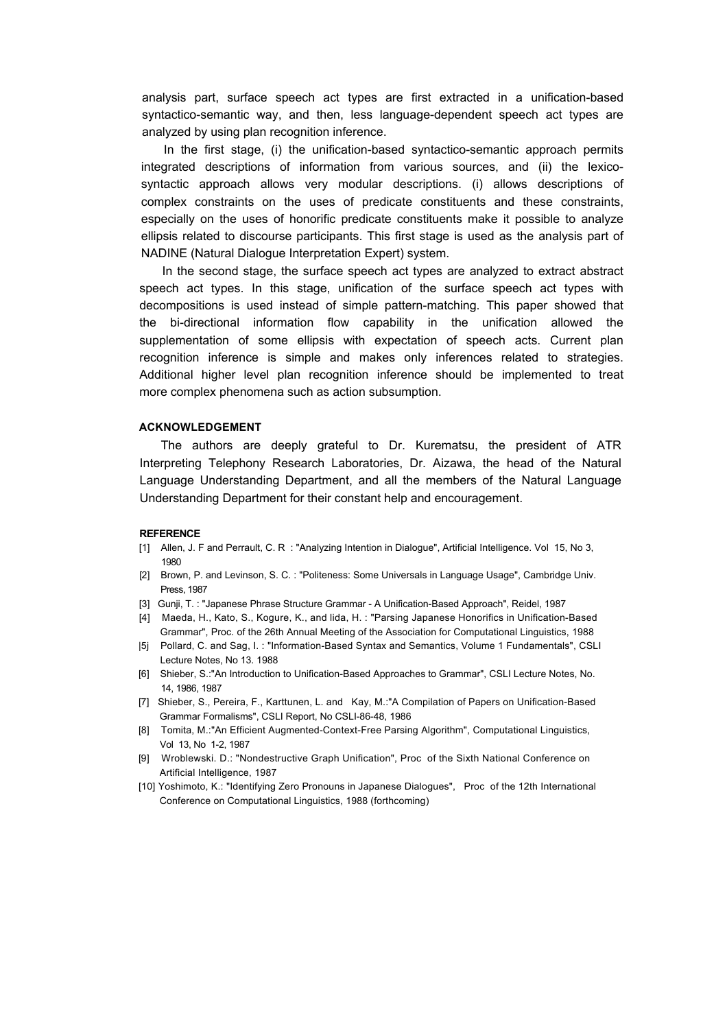analysis part, surface speech act types are first extracted in a unification-based syntactico-semantic way, and then, less language-dependent speech act types are analyzed by using plan recognition inference.

In the first stage, (i) the unification-based syntactico-semantic approach permits integrated descriptions of information from various sources, and (ii) the lexico-syntactic approach allows very modular descriptions. (i) allows descriptions of complex constraints on the uses of predicate constituents and these constraints, especially on the uses of honorific predicate constituents make it possible to analyze ellipsis related to discourse participants. This first stage is used as the analysis part of NADINE (Natural Dialogue Interpretation Expert) system.

In the second stage, the surface speech act types are analyzed to extract abstract speech act types. In this stage, unification of the surface speech act types with decompositions is used instead of simple pattern-matching. This paper showed that the bi-directional information flow capability in the unification allowed the supplementation of some ellipsis with expectation of speech acts. Current plan recognition inference is simple and makes only inferences related to strategies. Additional higher level plan recognition inference should be implemented to treat more complex phenomena such as action subsumption.

## ACKNOWLEDGEMENT

The authors are deeply grateful to Dr. Kurematsu, the president of ATR Interpreting Telephony Research Laboratories, Dr. Aizawa, the head of the Natural Language Understanding Department, and all the members of the Natural Language Understanding Department for their constant help and encouragement.

## REFERENCE

[1] Allen, J. F and Perrault, C. R : "Analyzing Intention in Dialogue", Artificial Intelligence. Vol 15, No 3, 1980

[2] Brown, P. and Levinson, S. C. : "Politeness: Some Universals in Language Usage", Cambridge Univ. Press, 1987

[3] Gunji, T. : "Japanese Phrase Structure Grammar - A Unification-Based Approach", Reidel, 1987

[4] Maeda, H., Kato, S., Kogure, K., and Iida, H. : "Parsing Japanese Honorifics in Unification-Based Grammar", Proc. of the 26th Annual Meeting of the Association for Computational Linguistics, 1988

[5] Pollard, C. and Sag, I. : "Information-Based Syntax and Semantics, Volume 1 Fundamentals", CSLI Lecture Notes, No 13. 1988

[6] Shieber, S.:"An Introduction to Unification-Based Approaches to Grammar", CSLI Lecture Notes, No. 14, 1986, 1987

[7] Shieber, S., Pereira, F., Karttunen, L. and Kay, M.:"A Compilation of Papers on Unification-Based Grammar Formalisms", CSLI Report, No CSLI-86-48, 1986

[8] Tomita, M.:"An Efficient Augmented-Context-Free Parsing Algorithm", Computational Linguistics, Vol 13, No 1-2, 1987

[9] Wroblewski. D.: "Nondestructive Graph Unification", Proc of the Sixth National Conference on Artificial Intelligence, 1987

[10] Yoshimoto, K.: "Identifying Zero Pronouns in Japanese Dialogues", Proc of the 12th International Conference on Computational Linguistics, 1988 (forthcoming)